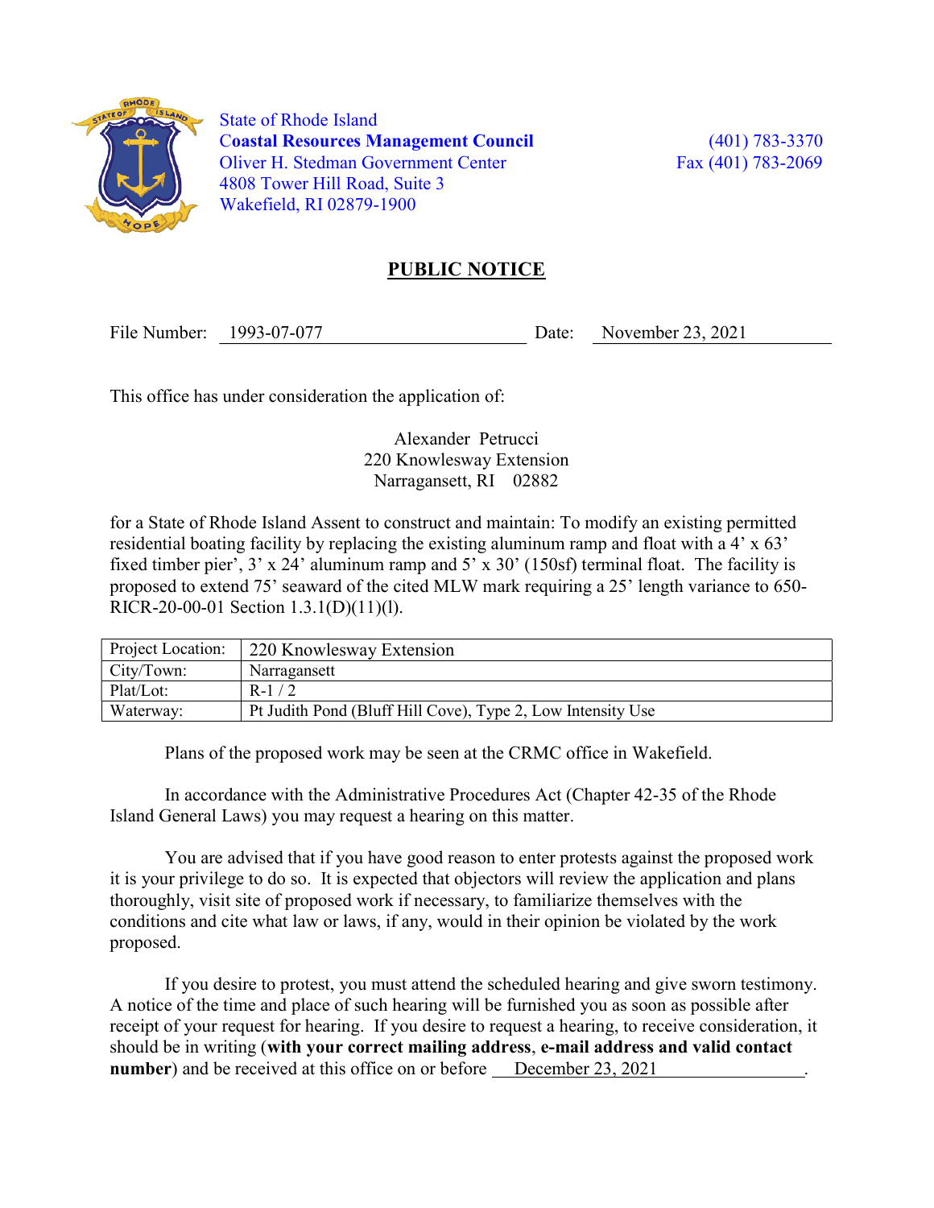State of Rhode Island
**Coastal Resources Management Council**
Oliver H. Stedman Government Center
4808 Tower Hill Road, Suite 3
Wakefield, RI 02879-1900

(401) 783-3370
Fax (401) 783-2069

## PUBLIC NOTICE

File Number: 1993-07-077 Date: November 23, 2021

This office has under consideration the application of:

Alexander Petrucci
220 Knowlesway Extension
Narragansett, RI 02882

for a State of Rhode Island Assent to construct and maintain: To modify an existing permitted residential boating facility by replacing the existing aluminum ramp and float with a 4' x 63' fixed timber pier', 3' x 24' aluminum ramp and 5' x 30' (150sf) terminal float. The facility is proposed to extend 75' seaward of the cited MLW mark requiring a 25' length variance to 650-RICR-20-00-01 Section 1.3.1(D)(11)(l).

| Project Location: | 220 Knowlesway Extension |
|---|---|
| City/Town: | Narragansett |
| Plat/Lot: | R-1 / 2 |
| Waterway: | Pt Judith Pond (Bluff Hill Cove), Type 2, Low Intensity Use |

Plans of the proposed work may be seen at the CRMC office in Wakefield.

In accordance with the Administrative Procedures Act (Chapter 42-35 of the Rhode Island General Laws) you may request a hearing on this matter.

You are advised that if you have good reason to enter protests against the proposed work it is your privilege to do so. It is expected that objectors will review the application and plans thoroughly, visit site of proposed work if necessary, to familiarize themselves with the conditions and cite what law or laws, if any, would in their opinion be violated by the work proposed.

If you desire to protest, you must attend the scheduled hearing and give sworn testimony. A notice of the time and place of such hearing will be furnished you as soon as possible after receipt of your request for hearing. If you desire to request a hearing, to receive consideration, it should be in writing (**with your correct mailing address**, **e-mail address and valid contact number**) and be received at this office on or before December 23, 2021.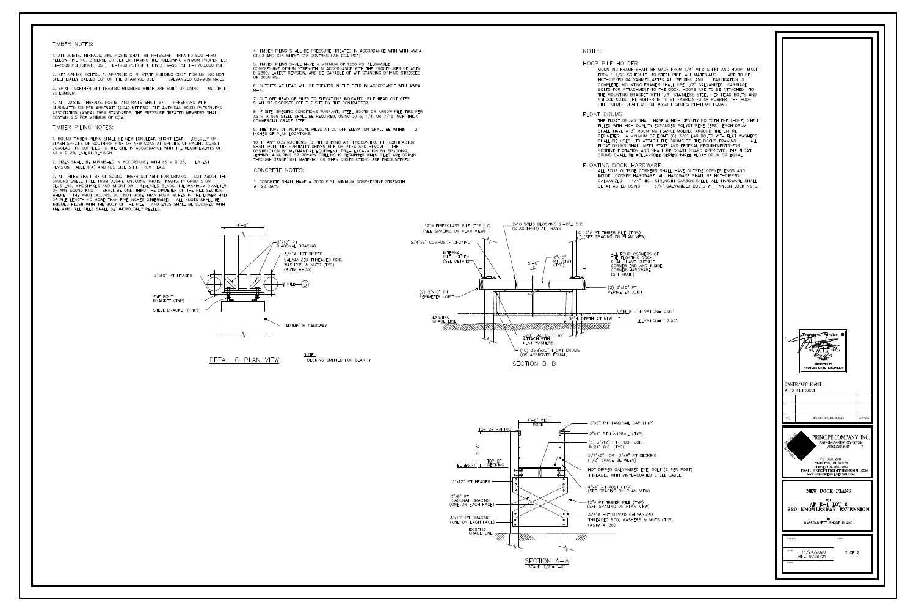## TIMBER NOTES:

1. ALL JOISTS, THREADS, AND POSTS SHALL BE PRESSURE TREATED SOUTHERN YELLOW PINE NO. 2 DENSE OR BETTER, HAVING THE FOLLOWING MINIMUM PROPERTIES: Fb=1500 PSI (SINGLE USE), Fb=1750 PSI (REPETITIVE) Fv=95 PSI, E=1,700,000 PSI

2. SEE NAILING SCHEDULE, APPENDIX C, RI STATE BUILDING CODE. FOR NAILING NOT SPECIFICALLY CALLED OUT ON THE DRAWINGS USE GALVANIZED COMMON NAILS

3. SPIKE TOGETHER ALL FRAMING MEMBERS WHICH ARE BUILT UP USING MULTIPLE 2x LUMBER.

4. ALL JOISTS, THREADS, POSTS, AND RAILS SHALL BE PRESERVED WITH CHROMATED COPPER ARSENATE (CCA) MEETING THE AMERICAN WOOD PRESERVERS ASSOCIATION (AWPA) 1994 STANDARDS. THE PRESSURE TREATED MEMBERS SHALL CONTAIN 2.5 PCF MINIMUM OF CCA.

## TIMBER PILING NOTES:

1. ROUND TIMBER PILING SHALL BE NEW LONGLEAF, SHORT LEAF LOBLOLLY OR SLASH SPECIES OF SOUTHERN PINE OR NEW COASTAL SPECIES OF PACIFIC COAST DOUGLAS FIR, SUPPLIED TO THE SITE IN ACCORDANCE WITH THE REQUIREMENTS OF ASTM D 25, LATEST REVISION.

2. SIZES SHALL BE FURNISHED IN ACCORDANCE WITH ASTM D 25, LATEST REVISION, TABLE 1(A) AND (B), SIZE 3 FT. FROM HEAD.

3. ALL PILES SHALL BE OF SOUND TIMBER SUITABLE FOR DRIVING. CUT ABOVE THE GROUND SWELL FREE FROM DECAY, UNSOUND KNOTS KNOTS, IN GROUPS OR CLUSTERS, WINDSHAKES AND SHORT OR REVERSED BENDS. THE MAXIMUM DIAMETER OF ANY SOUND KNOT SHALL BE ONE-THIRD THE DIAMETER OF THE PILE SECTION WHERE THE KNOT OCCURS, BUT NOT MORE THAN FOUR INCHES IN THE LOWER HALF OF PILE LENGTH NO MORE THAN FIVE INCHES OTHERWISE. ALL KNOTS SHALL BE TRIMMED FLUSH WITH THE BODY OF THE PILE AND ENDS SHALL BE SQUARED WITH THE AXIS. ALL PILES SHALL BE THOROUGHLY PEELED.

4. TIMBER PILING SHALL BE PRESSURE-TREATED IN ACCORDANCE WITH WITH AWPA C1,C3 AND C18 WHERE C18 GOVERNS (2.5 CCA PCF)

5. TIMBER PILING SHALL HAVE A MINIMUM OF 1200 PSI ALLOWABLE COMPRESSIVE DESIGN STRENGTH IN ACCORDANCE WITH THE PROCEDURES OF ASTM D 2899, LATEST REVISION, AND BE CAPABLE OF WITHSTANDING DRIVING STRESSES OF 3000 PSI.

6. CUTOFFS AT HEAD WILL BE TREATED IN THE FIELD IN ACCORDANCE WITH AWPA M-4.

7. CUT OFF HEAD OF PILES TO ELEVATIONS INDICATED. PILE HEAD CUT OFFS SHALL BE DISPOSED OFF THE SITE BY THE CONTRACTOR.

8. IF SITE-SPECIFIC CONDITIONS WARRANT, STEEL BOOTS OR ARROW PILE TIPS PER ASTM A 569 STEEL SHALL BE REQUIRED, USING 3/16, 1/4, OR 7/16 INCH THICK COMMERCIAL GRADE STEEL

9. THE TOPS OF INDIVIDUAL PILES AT CUTOFF ELEVATION SHALL BE WITHIN 3 INCHES OF PLAN LOCATIONS.

10. IF ANY OBSTRUCTIONS TO PILE DRIVING ARE ENCOUNTED, THE CONTRACTOR SHALL PULL THE PARTIALLY DRIVEN PILE OR PILES AND REMOVE THE OBSTRUCTION BY MECHANICAL EQUIPMENT, PRE- EXCAVATION BY SPUDDING, JETTING, AUGURING OR ROTARY DRILLING IS PERMITTED WHEN PILES ARE DRIVEN THROUGH DENSE SOIL MATERIAL OR WHEN OBSTRUCTIONS ARE ENCOUNTERED.

## CONCRETE NOTES:

1. CONCRETE SHALL HAVE A 3000 P.S.I. MINIMUM COMPRESSIVE STRENGTH AT 28 DAYS.

## NOTES:

### HOOP PILE HOLDER

MOUNTING FRAME SHALL BE MADE FROM 1/4" MILD STEEL AND HOOP MADE FROM 1 1/2" SCHEDULE 40 STEEL PIPE. ALL MATERIALS ARE TO BE HOT-DIPPED GALVANIZED AFTER ALL WELDING AND FABRICATION IS COMPLETE. MOUNTING FRAMES SHALL USE 1/2" GALVANIZED CARRIAGE BOLTS FOR ATTACHMENT TO THE DOCK. HOOPS ARE TO BE ATTACHED TO THE MOUNTING BRACKET WITH 1/4" STAINLESS STEEL HEX HEAD BOLTS AND NYLOCK NUTS. THE ROLLER IS TO BE FABRICATED OF RUBBER. THE HOOP PILE HOLDER SHALL BE FOLLANSBEE SERIES PH-H OR EQUAL.

### FLOAT DRUMS

THE FLOAT DRUMS SHALL HAVE A HIGH DENSITY POLYETHYLENE (HDPE) SHELL FILLED WITH HIGH QUALITY EXPANDED POLYSTYRENE (EPS). EACH DRUM SHALL HAVE A 3" MOUNTING FLANGE MOLDED AROUND THE ENTIRE PERIMETER. A MINIMUM OF EIGHT (8) 3/8" LAG BOLTS WITH FLAT WASHERS SHALL BE USED TO ATTACH THE DRUMS TO THE DOCKS FRAMING. ALL FLOAT DRUMS SHALL MEET STATE AND FEDERAL REQUIREMENTS FOR POSITIVE FLOTATION AND SHALL BE COAST GUARD APPROVED. THE FLOAT DRUMS SHALL BE FOLLANSBEE SERIES THREE FLOAT DRUM OR EQUAL.

### FLOATING DOCK HARDWARE

ALL FOUR OUTSIDE CORNERS SHALL HAVE OUTSIDE CORNER ENDS AND INSIDE CORNER HARDWARE. ALL HARDWARE SHALL BE HOT-DIPPED GALVANIZED 1/4" HIGH STRENGTH CARBON STEEL. ALL HARDWARE SHALL BE ATTACHED USING 3/4" GALVANIZED BOLTS WITH NYLON LOCK NUTS.

---

4'-0"
3"x10" PT DIAGONAL BRACING
3/4"ø HOT DIPPED GALVANIZED THREADED ROD, WASHERS & NUTS (TYP) (ASTM A-36)
3"x10" PT HEADER
℄ PILE—⑥
EYE BOLT BRACKET (TYP)
STEEL BRACKET (TYP)
ALUMINUM GANGWAY

**DETAIL C-PLAN VIEW**

NOTE:
DECKING OMITTED FOR CLARITY

---

12"ø FIBERGLASS PILE (TYP.) ℄ (SEE SPACING ON PLAN VIEW)
2x10 SOLID BLOCKING 2'-0"± O.C. (STAGGERED) ALL BAYS
℄ 12"ø PT TIMBER PILE (TYP.) (SEE SPACING ON PLAN VIEW)
5/4"x6" COMPOSITE DECKING
INTERNAL PILE HOLDER (SEE DETAIL)
5'-0"
2"x10" PT JOIST (TYP)
ALL FOUR CORNERS OF THE FLOATING DOCK SHALL HAVE OUTSIDE CORNER END AND INSIDE CORNER HARDWARE (SEE NOTE)
(2) 2"x10" PT PERIMETER JOIST
(2) 2"x10" PT PERIMETER JOIST
MLW -ELEVATION= 0.00'
30"± DEPTH AT MLW
ELEVATION= -3.00'
EXISTING GRADE LINE
3/8" LAG BOLT W/ ATTACH WITH FLAT WASHERS
(10) 3'x8'x20" FLOAT DRUMS (OR APPROVED EQUAL)

**SECTION B-B**

---

4'-0" WIDE DOCK
TOP OF RAILING
3'-6"
EL ±6.71'
TOP OF DECKING
2"x6" PT HANDRAIL CAP (TYP)
2"x4" PT HANDRAIL (TYP)
(3) 3"x12" PT FLOOR JOIST @ 24" O.C. (TYP)
5/4"x6" OR 2"x6" PT DECKING (1/2" SPACE BETWEEN)
HOT DIPPED GALVANIZED EYE-BOLT (2 PER POST) THREADED WITH VINYL-COATED STEEL CABLE
3"x12" PT HEADER
4"x4" PT POST (TYP) (SEE SPACING ON PLAN VIEW)
3"x8" PT DIAGONAL BRACING (ONE ON EACH FACE)
12"ø PT TIMBER PILE (TYP) (SEE SPACING ON PLAN VIEW)
3"x10" PT BRACING (ONE ON EACH FACE)
3/4"ø HOT DIPPED GALVANIZED THREADED ROD, WASHERS & NUTS (TYP) (ASTM A-36)
EXISTING GRADE LINE

**SECTION A-A**
SCALE: 1/2"=1'-0"

---

REGISTERED PROFESSIONAL ENGINEER

OWNER/APPLICANT
ALEX PETRUCCI

PRINCIPE COMPANY, INC.
ENGINEERING DIVISION
PO BOX 298
TIVERTON, RI 02878
PHONE 401.263.1090
EMAIL: PRINCIPEENGINEERING@GMAIL.COM
WWW.PRINCIPEBUILDERSRI.COM

**NEW DOCK PLANS**
for
AP R-1 LOT 2
220 KNOWLESWAY EXTENSION
in
NARRAGANSETT, RHODE ISLAND

11/24/2020
REV. 9/28/21
2 OF 2